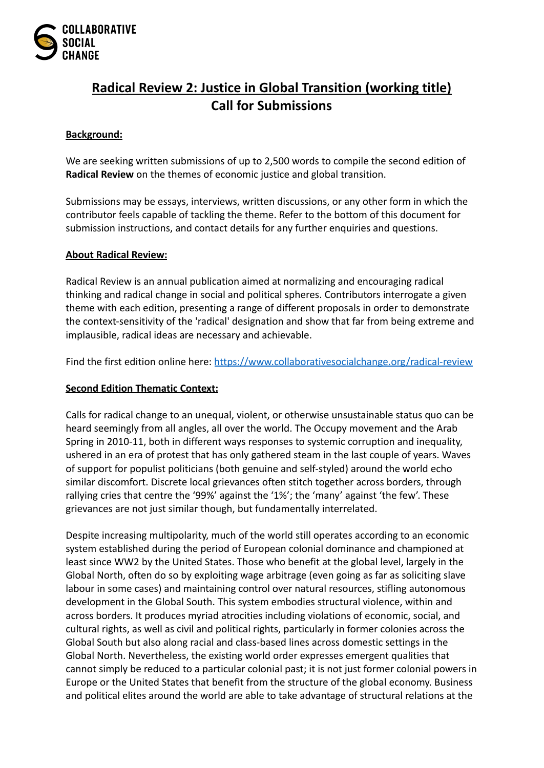COLLABORATIVE SOCIAL CHANGE

# Radical Review 2: Justice in Global Transition (working title)
## Call for Submissions

**Background:**

We are seeking written submissions of up to 2,500 words to compile the second edition of **Radical Review** on the themes of economic justice and global transition.

Submissions may be essays, interviews, written discussions, or any other form in which the contributor feels capable of tackling the theme. Refer to the bottom of this document for submission instructions, and contact details for any further enquiries and questions.

**About Radical Review:**

Radical Review is an annual publication aimed at normalizing and encouraging radical thinking and radical change in social and political spheres. Contributors interrogate a given theme with each edition, presenting a range of different proposals in order to demonstrate the context-sensitivity of the 'radical' designation and show that far from being extreme and implausible, radical ideas are necessary and achievable.

Find the first edition online here: [https://www.collaborativesocialchange.org/radical-review](https://www.collaborativesocialchange.org/radical-review)

**Second Edition Thematic Context:**

Calls for radical change to an unequal, violent, or otherwise unsustainable status quo can be heard seemingly from all angles, all over the world. The Occupy movement and the Arab Spring in 2010-11, both in different ways responses to systemic corruption and inequality, ushered in an era of protest that has only gathered steam in the last couple of years. Waves of support for populist politicians (both genuine and self-styled) around the world echo similar discomfort. Discrete local grievances often stitch together across borders, through rallying cries that centre the '99%' against the '1%'; the 'many' against 'the few'. These grievances are not just similar though, but fundamentally interrelated.

Despite increasing multipolarity, much of the world still operates according to an economic system established during the period of European colonial dominance and championed at least since WW2 by the United States. Those who benefit at the global level, largely in the Global North, often do so by exploiting wage arbitrage (even going as far as soliciting slave labour in some cases) and maintaining control over natural resources, stifling autonomous development in the Global South. This system embodies structural violence, within and across borders. It produces myriad atrocities including violations of economic, social, and cultural rights, as well as civil and political rights, particularly in former colonies across the Global South but also along racial and class-based lines across domestic settings in the Global North. Nevertheless, the existing world order expresses emergent qualities that cannot simply be reduced to a particular colonial past; it is not just former colonial powers in Europe or the United States that benefit from the structure of the global economy. Business and political elites around the world are able to take advantage of structural relations at the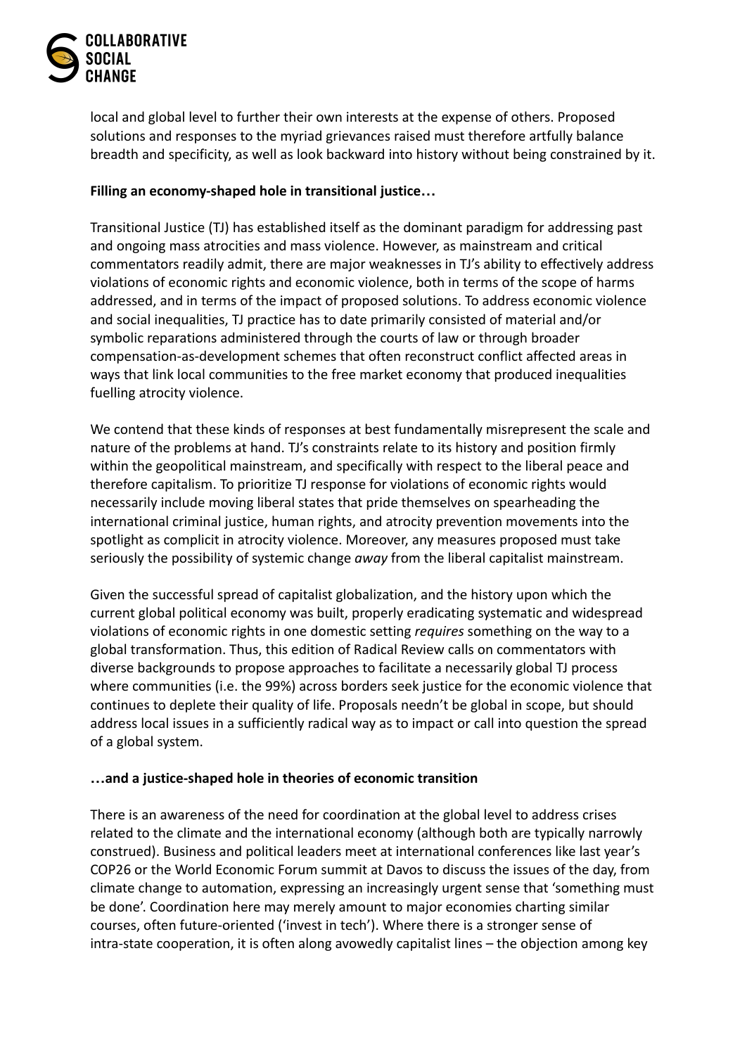local and global level to further their own interests at the expense of others. Proposed solutions and responses to the myriad grievances raised must therefore artfully balance breadth and specificity, as well as look backward into history without being constrained by it.

**Filling an economy-shaped hole in transitional justice…**

Transitional Justice (TJ) has established itself as the dominant paradigm for addressing past and ongoing mass atrocities and mass violence. However, as mainstream and critical commentators readily admit, there are major weaknesses in TJ's ability to effectively address violations of economic rights and economic violence, both in terms of the scope of harms addressed, and in terms of the impact of proposed solutions. To address economic violence and social inequalities, TJ practice has to date primarily consisted of material and/or symbolic reparations administered through the courts of law or through broader compensation-as-development schemes that often reconstruct conflict affected areas in ways that link local communities to the free market economy that produced inequalities fuelling atrocity violence.

We contend that these kinds of responses at best fundamentally misrepresent the scale and nature of the problems at hand. TJ's constraints relate to its history and position firmly within the geopolitical mainstream, and specifically with respect to the liberal peace and therefore capitalism. To prioritize TJ response for violations of economic rights would necessarily include moving liberal states that pride themselves on spearheading the international criminal justice, human rights, and atrocity prevention movements into the spotlight as complicit in atrocity violence. Moreover, any measures proposed must take seriously the possibility of systemic change *away* from the liberal capitalist mainstream.

Given the successful spread of capitalist globalization, and the history upon which the current global political economy was built, properly eradicating systematic and widespread violations of economic rights in one domestic setting *requires* something on the way to a global transformation. Thus, this edition of Radical Review calls on commentators with diverse backgrounds to propose approaches to facilitate a necessarily global TJ process where communities (i.e. the 99%) across borders seek justice for the economic violence that continues to deplete their quality of life. Proposals needn't be global in scope, but should address local issues in a sufficiently radical way as to impact or call into question the spread of a global system.

**…and a justice-shaped hole in theories of economic transition**

There is an awareness of the need for coordination at the global level to address crises related to the climate and the international economy (although both are typically narrowly construed). Business and political leaders meet at international conferences like last year's COP26 or the World Economic Forum summit at Davos to discuss the issues of the day, from climate change to automation, expressing an increasingly urgent sense that 'something must be done'. Coordination here may merely amount to major economies charting similar courses, often future-oriented ('invest in tech'). Where there is a stronger sense of intra-state cooperation, it is often along avowedly capitalist lines – the objection among key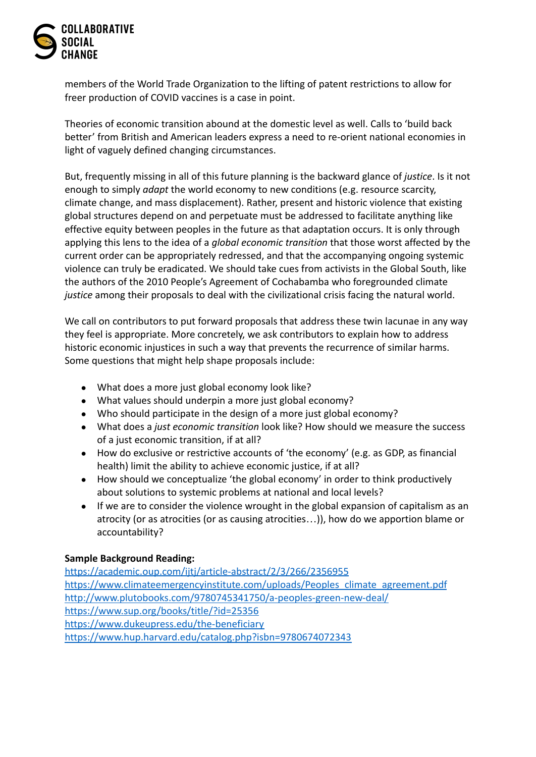members of the World Trade Organization to the lifting of patent restrictions to allow for freer production of COVID vaccines is a case in point.

Theories of economic transition abound at the domestic level as well. Calls to 'build back better' from British and American leaders express a need to re-orient national economies in light of vaguely defined changing circumstances.

But, frequently missing in all of this future planning is the backward glance of *justice*. Is it not enough to simply *adapt* the world economy to new conditions (e.g. resource scarcity, climate change, and mass displacement). Rather, present and historic violence that existing global structures depend on and perpetuate must be addressed to facilitate anything like effective equity between peoples in the future as that adaptation occurs. It is only through applying this lens to the idea of a *global economic transition* that those worst affected by the current order can be appropriately redressed, and that the accompanying ongoing systemic violence can truly be eradicated. We should take cues from activists in the Global South, like the authors of the 2010 People's Agreement of Cochabamba who foregrounded climate *justice* among their proposals to deal with the civilizational crisis facing the natural world.

We call on contributors to put forward proposals that address these twin lacunae in any way they feel is appropriate. More concretely, we ask contributors to explain how to address historic economic injustices in such a way that prevents the recurrence of similar harms. Some questions that might help shape proposals include:

- What does a more just global economy look like?
- What values should underpin a more just global economy?
- Who should participate in the design of a more just global economy?
- What does a *just economic transition* look like? How should we measure the success of a just economic transition, if at all?
- How do exclusive or restrictive accounts of 'the economy' (e.g. as GDP, as financial health) limit the ability to achieve economic justice, if at all?
- How should we conceptualize 'the global economy' in order to think productively about solutions to systemic problems at national and local levels?
- If we are to consider the violence wrought in the global expansion of capitalism as an atrocity (or as atrocities (or as causing atrocities…)), how do we apportion blame or accountability?

**Sample Background Reading:**

https://academic.oup.com/ijtj/article-abstract/2/3/266/2356955
https://www.climateemergencyinstitute.com/uploads/Peoples_climate_agreement.pdf
http://www.plutobooks.com/9780745341750/a-peoples-green-new-deal/
https://www.sup.org/books/title/?id=25356
https://www.dukeupress.edu/the-beneficiary
https://www.hup.harvard.edu/catalog.php?isbn=9780674072343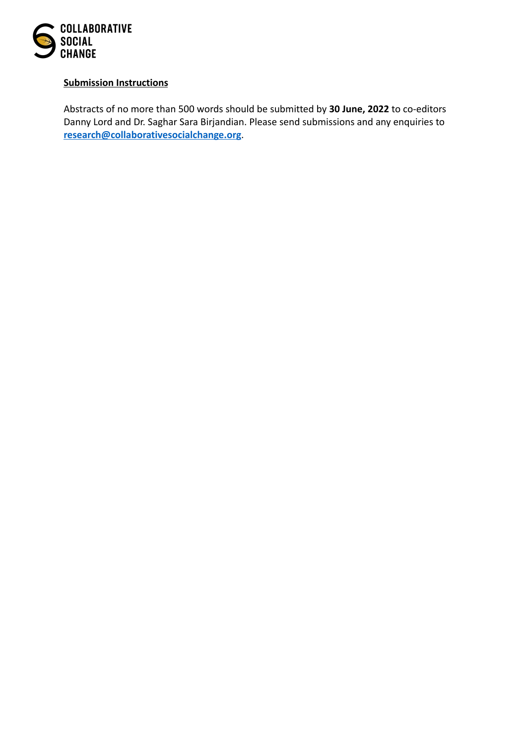**Submission Instructions**

Abstracts of no more than 500 words should be submitted by **30 June, 2022** to co-editors Danny Lord and Dr. Saghar Sara Birjandian. Please send submissions and any enquiries to **research@collaborativesocialchange.org**.